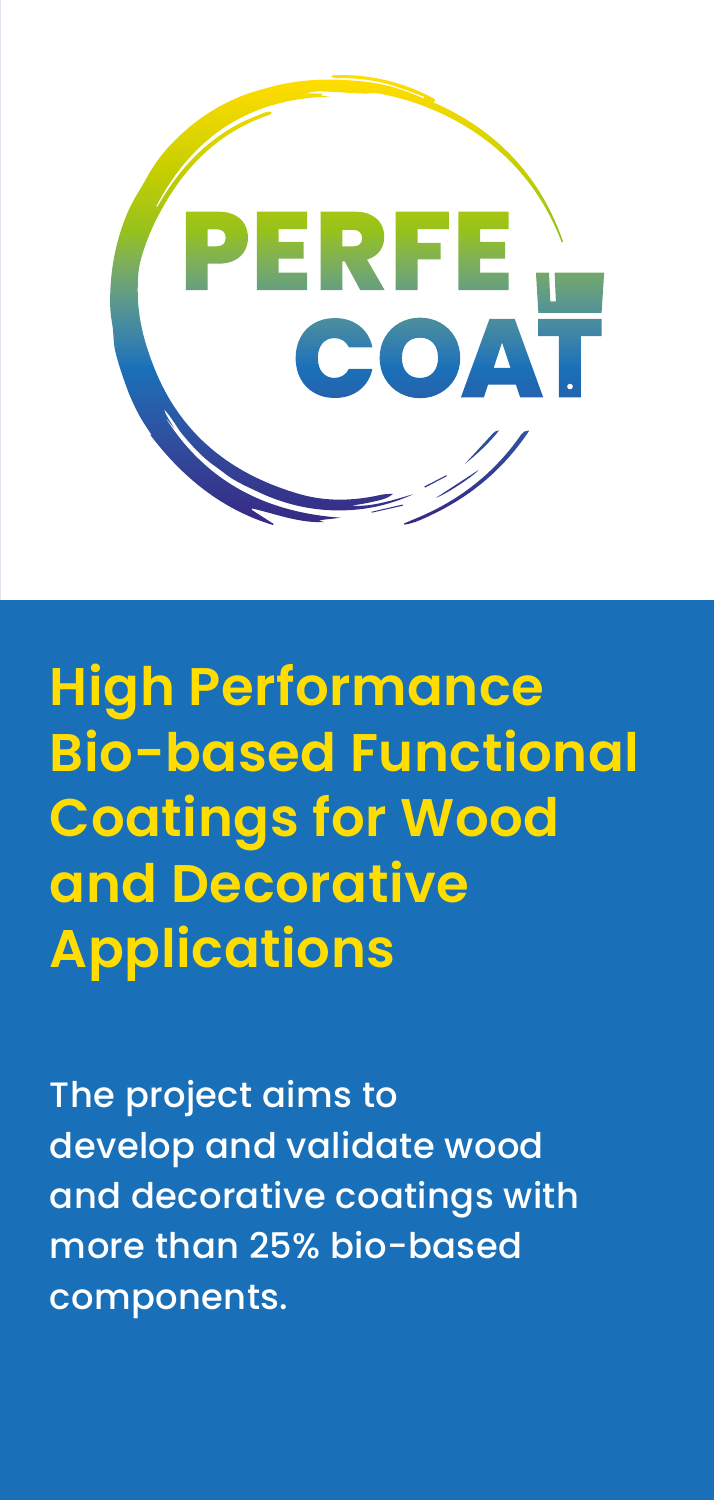PERFE COAT

# High Performance Bio-based Functional Coatings for Wood and Decorative Applications

The project aims to develop and validate wood and decorative coatings with more than 25% bio-based components.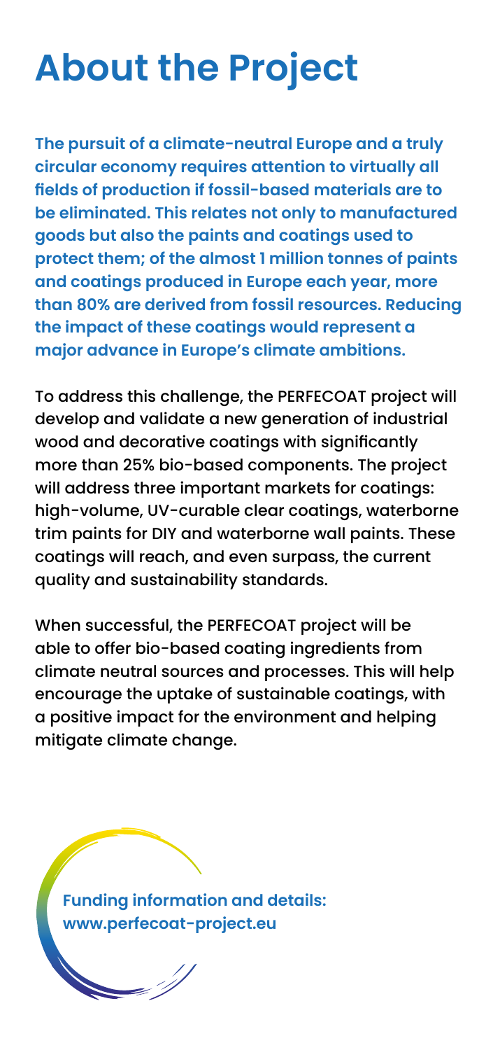# About the Project

**The pursuit of a climate-neutral Europe and a truly circular economy requires attention to virtually all fields of production if fossil-based materials are to be eliminated. This relates not only to manufactured goods but also the paints and coatings used to protect them; of the almost 1 million tonnes of paints and coatings produced in Europe each year, more than 80% are derived from fossil resources. Reducing the impact of these coatings would represent a major advance in Europe's climate ambitions.**

To address this challenge, the PERFECOAT project will develop and validate a new generation of industrial wood and decorative coatings with significantly more than 25% bio-based components. The project will address three important markets for coatings: high-volume, UV-curable clear coatings, waterborne trim paints for DIY and waterborne wall paints. These coatings will reach, and even surpass, the current quality and sustainability standards.

When successful, the PERFECOAT project will be able to offer bio-based coating ingredients from climate neutral sources and processes. This will help encourage the uptake of sustainable coatings, with a positive impact for the environment and helping mitigate climate change.

**Funding information and details:**
**www.perfecoat-project.eu**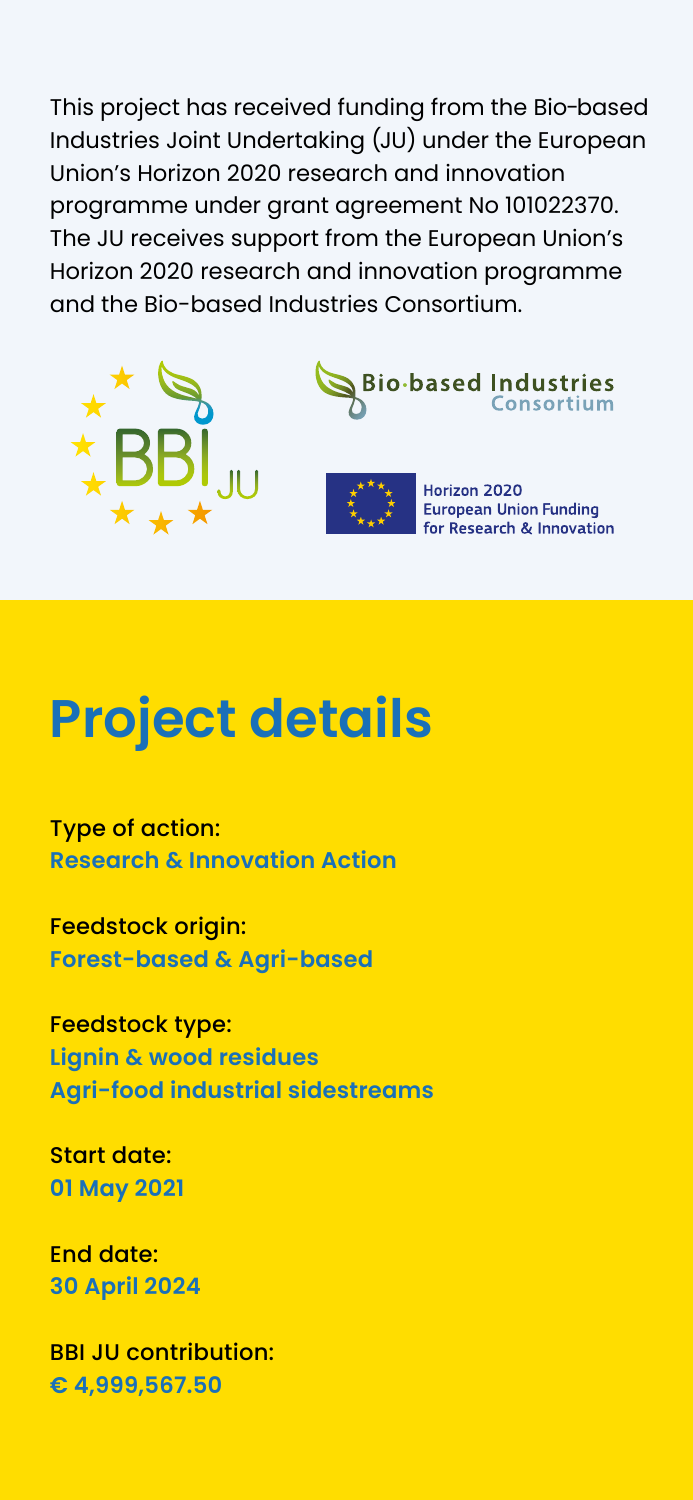This project has received funding from the Bio-based Industries Joint Undertaking (JU) under the European Union's Horizon 2020 research and innovation programme under grant agreement No 101022370. The JU receives support from the European Union's Horizon 2020 research and innovation programme and the Bio-based Industries Consortium.

# Project details

Type of action:
**Research & Innovation Action**

Feedstock origin:
**Forest-based & Agri-based**

Feedstock type:
**Lignin & wood residues**
**Agri-food industrial sidestreams**

Start date:
**01 May 2021**

End date:
**30 April 2024**

BBI JU contribution:
**€ 4,999,567.50**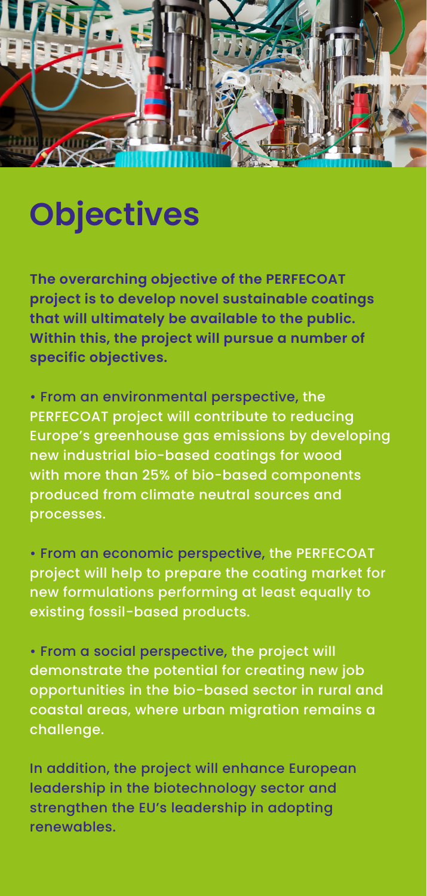# Objectives

**The overarching objective of the PERFECOAT project is to develop novel sustainable coatings that will ultimately be available to the public. Within this, the project will pursue a number of specific objectives.**

- From an environmental perspective, the PERFECOAT project will contribute to reducing Europe's greenhouse gas emissions by developing new industrial bio-based coatings for wood with more than 25% of bio-based components produced from climate neutral sources and processes.

- From an economic perspective, the PERFECOAT project will help to prepare the coating market for new formulations performing at least equally to existing fossil-based products.

- From a social perspective, the project will demonstrate the potential for creating new job opportunities in the bio-based sector in rural and coastal areas, where urban migration remains a challenge.

In addition, the project will enhance European leadership in the biotechnology sector and strengthen the EU's leadership in adopting renewables.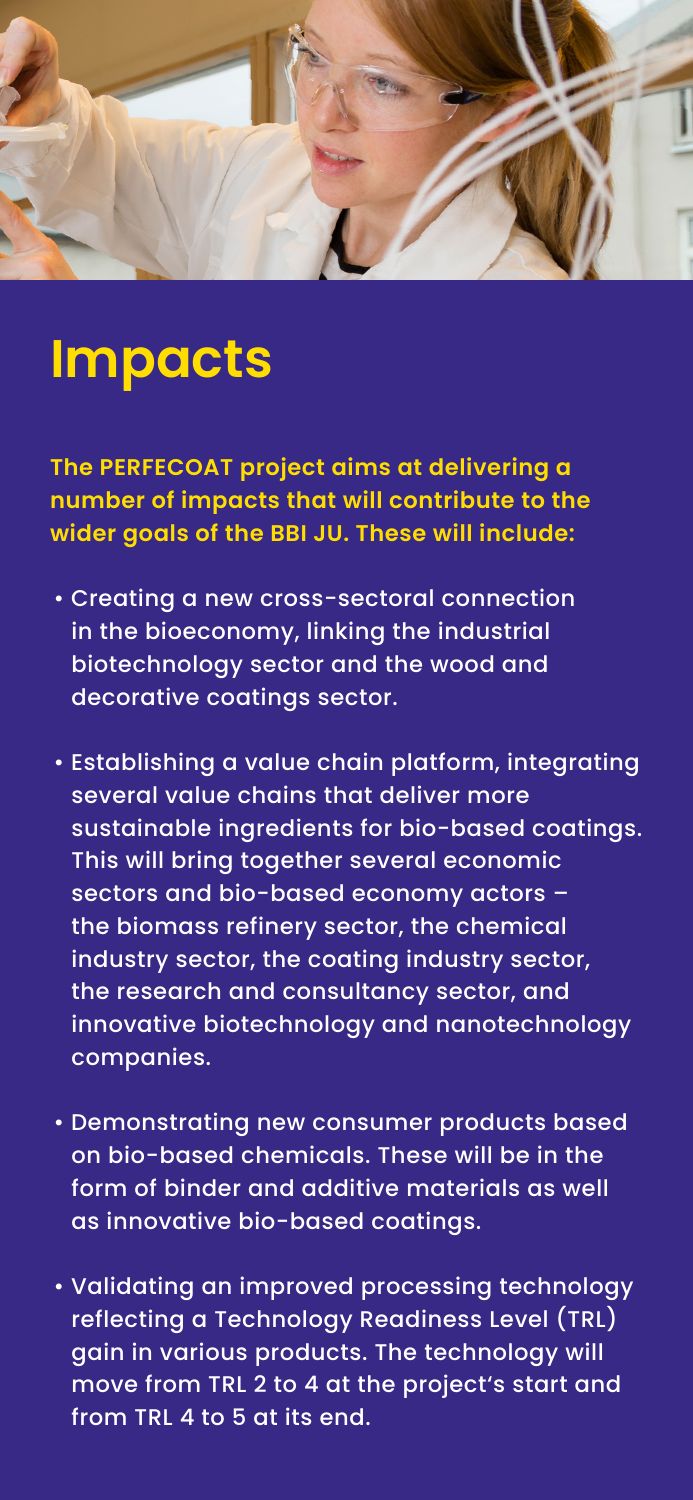# Impacts

**The PERFECOAT project aims at delivering a number of impacts that will contribute to the wider goals of the BBI JU. These will include:**

- Creating a new cross-sectoral connection in the bioeconomy, linking the industrial biotechnology sector and the wood and decorative coatings sector.
- Establishing a value chain platform, integrating several value chains that deliver more sustainable ingredients for bio-based coatings. This will bring together several economic sectors and bio-based economy actors – the biomass refinery sector, the chemical industry sector, the coating industry sector, the research and consultancy sector, and innovative biotechnology and nanotechnology companies.
- Demonstrating new consumer products based on bio-based chemicals. These will be in the form of binder and additive materials as well as innovative bio-based coatings.
- Validating an improved processing technology reflecting a Technology Readiness Level (TRL) gain in various products. The technology will move from TRL 2 to 4 at the project's start and from TRL 4 to 5 at its end.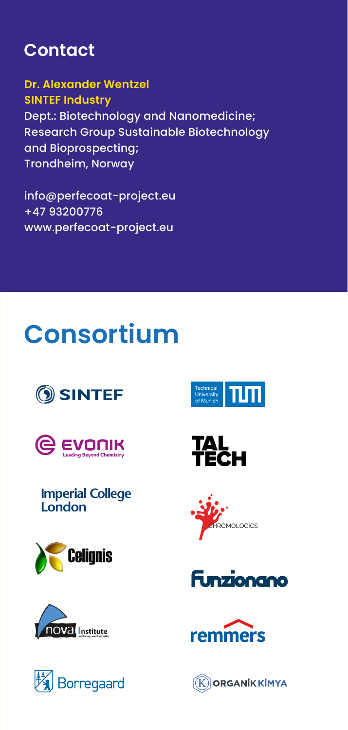## Contact

**Dr. Alexander Wentzel**
**SINTEF Industry**
Dept.: Biotechnology and Nanomedicine;
Research Group Sustainable Biotechnology and Bioprospecting;
Trondheim, Norway

info@perfecoat-project.eu
+47 93200776
www.perfecoat-project.eu

# Consortium

SINTEF

Technical University of Munich

EVONIK Leading Beyond Chemistry

TAL TECH

Imperial College London

CHROMOLOGICS

Celignis

Funzionano

nova Institute for Ecology and Innovation

remmers

Borregaard

ORGANİK KİMYA